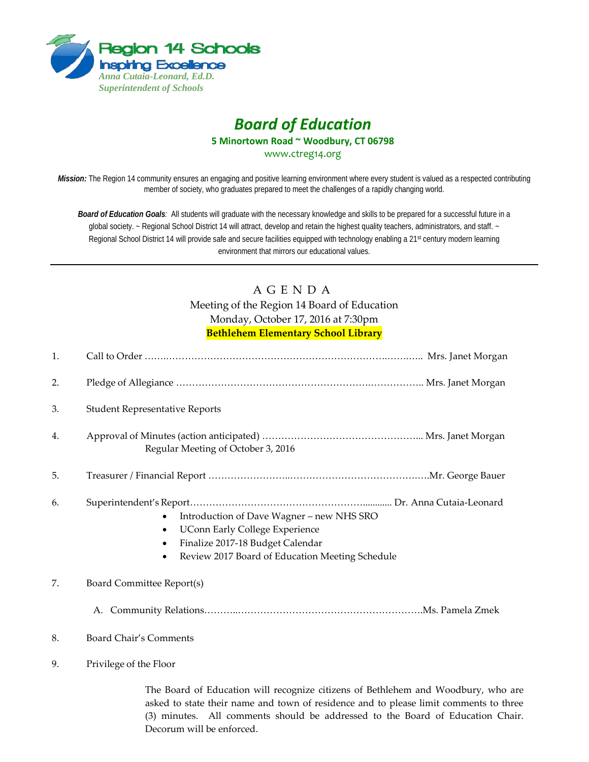Region 14 Schools
Inspiring Excellence
*Anna Cutaia-Leonard, Ed.D.*
*Superintendent of Schools*

# *Board of Education*

**5 Minortown Road ~ Woodbury, CT 06798**

www.ctreg14.org

***Mission:*** The Region 14 community ensures an engaging and positive learning environment where every student is valued as a respected contributing member of society, who graduates prepared to meet the challenges of a rapidly changing world.

***Board of Education Goals**:* All students will graduate with the necessary knowledge and skills to be prepared for a successful future in a global society. ~ Regional School District 14 will attract, develop and retain the highest quality teachers, administrators, and staff. ~ Regional School District 14 will provide safe and secure facilities equipped with technology enabling a 21st century modern learning environment that mirrors our educational values.

---

## A G E N D A

Meeting of the Region 14 Board of Education
Monday, October 17, 2016 at 7:30pm
**Bethlehem Elementary School Library**

1. Call to Order …………………………………………………………………………… Mrs. Janet Morgan

2. Pledge of Allegiance ………………………………………………………………… Mrs. Janet Morgan

3. Student Representative Reports

4. Approval of Minutes (action anticipated) ………………………………………… Mrs. Janet Morgan
   Regular Meeting of October 3, 2016

5. Treasurer / Financial Report ………………………………………………………… Mr. George Bauer

6. Superintendent's Report……………………………………………………… Dr. Anna Cutaia-Leonard
   - Introduction of Dave Wagner – new NHS SRO
   - UConn Early College Experience
   - Finalize 2017-18 Budget Calendar
   - Review 2017 Board of Education Meeting Schedule

7. Board Committee Report(s)

   A. Community Relations…………………………………………………………… Ms. Pamela Zmek

8. Board Chair's Comments

9. Privilege of the Floor

   The Board of Education will recognize citizens of Bethlehem and Woodbury, who are asked to state their name and town of residence and to please limit comments to three (3) minutes. All comments should be addressed to the Board of Education Chair. Decorum will be enforced.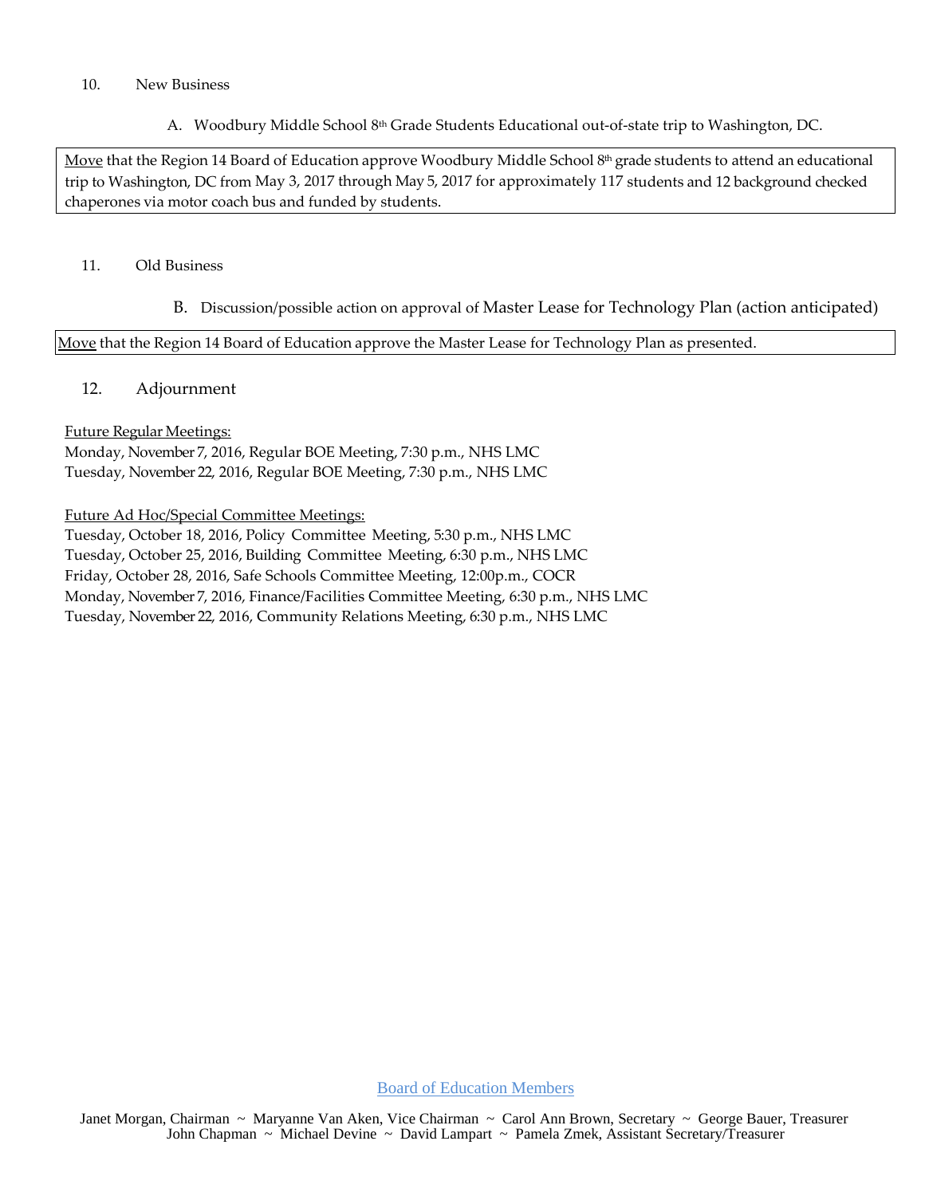10. New Business

A. Woodbury Middle School 8th Grade Students Educational out-of-state trip to Washington, DC.

> Move that the Region 14 Board of Education approve Woodbury Middle School 8th grade students to attend an educational trip to Washington, DC from May 3, 2017 through May 5, 2017 for approximately 117 students and 12 background checked chaperones via motor coach bus and funded by students.

11. Old Business

B. Discussion/possible action on approval of Master Lease for Technology Plan (action anticipated)

> Move that the Region 14 Board of Education approve the Master Lease for Technology Plan as presented.

12. Adjournment

Future Regular Meetings:
Monday, November 7, 2016, Regular BOE Meeting, 7:30 p.m., NHS LMC
Tuesday, November 22, 2016, Regular BOE Meeting, 7:30 p.m., NHS LMC

Future Ad Hoc/Special Committee Meetings:
Tuesday, October 18, 2016, Policy Committee Meeting, 5:30 p.m., NHS LMC
Tuesday, October 25, 2016, Building Committee Meeting, 6:30 p.m., NHS LMC
Friday, October 28, 2016, Safe Schools Committee Meeting, 12:00p.m., COCR
Monday, November 7, 2016, Finance/Facilities Committee Meeting, 6:30 p.m., NHS LMC
Tuesday, November 22, 2016, Community Relations Meeting, 6:30 p.m., NHS LMC

Board of Education Members

Janet Morgan, Chairman ~ Maryanne Van Aken, Vice Chairman ~ Carol Ann Brown, Secretary ~ George Bauer, Treasurer
John Chapman ~ Michael Devine ~ David Lampart ~ Pamela Zmek, Assistant Secretary/Treasurer